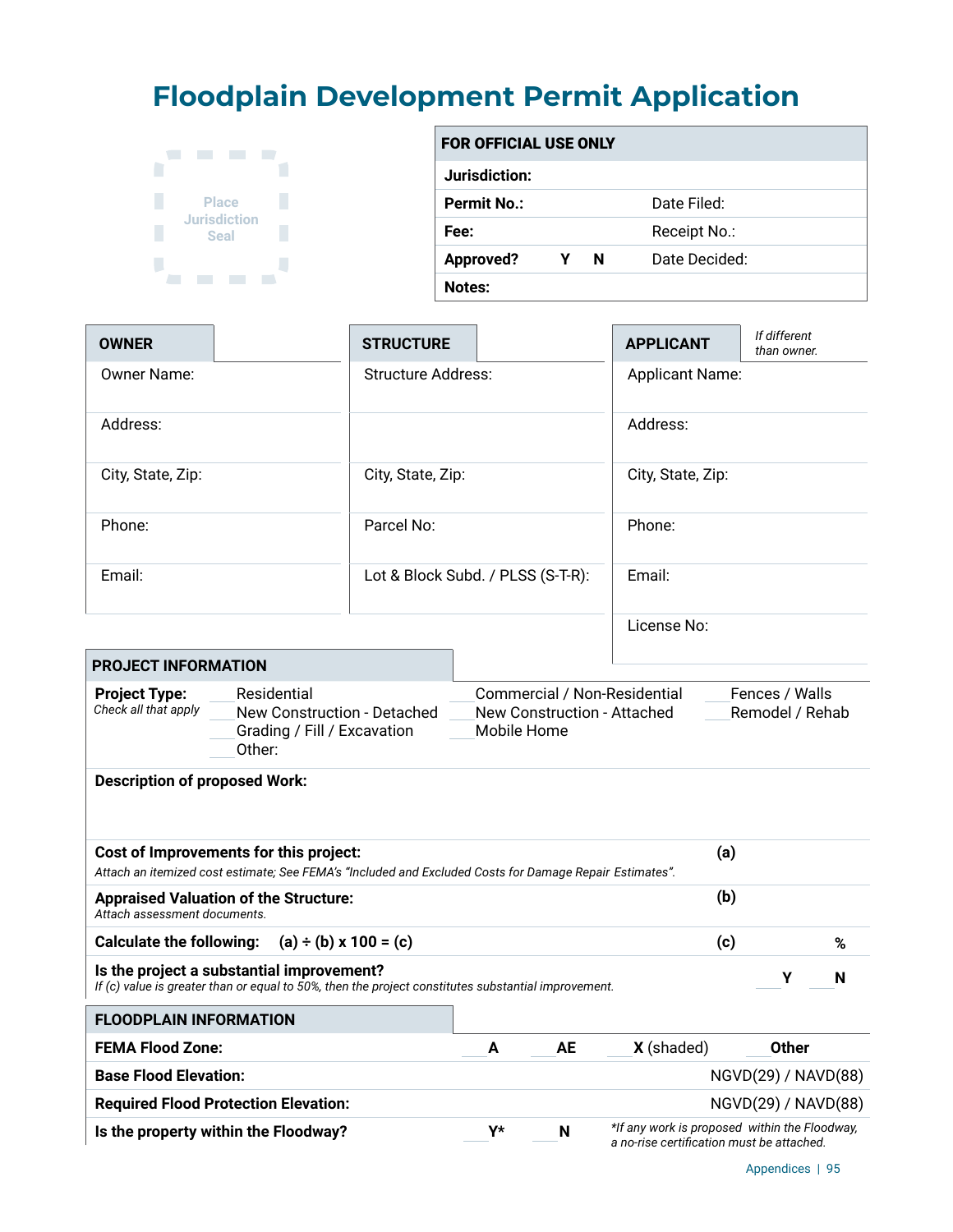# Floodplain Development Permit Application

Place Jurisdiction Seal

| FOR OFFICIAL USE ONLY | |
|---|---|
| **Jurisdiction:** | |
| **Permit No.:** | Date Filed: |
| **Fee:** | Receipt No.: |
| **Approved?** Y N | Date Decided: |
| **Notes:** | |

| OWNER | STRUCTURE | APPLICANT *If different than owner.* |
|---|---|---|
| Owner Name: | Structure Address: | Applicant Name: |
| Address: | | Address: |
| City, State, Zip: | City, State, Zip: | City, State, Zip: |
| Phone: | Parcel No: | Phone: |
| Email: | Lot & Block Subd. / PLSS (S-T-R): | Email: |
| | | License No: |

## PROJECT INFORMATION

**Project Type:**
*Check all that apply*

___ Residential
___ New Construction - Detached
___ Grading / Fill / Excavation
___ Other:
___ Commercial / Non-Residential
___ New Construction - Attached
___ Mobile Home
___ Fences / Walls
___ Remodel / Rehab

**Description of proposed Work:**

| | | |
|---|---|---|
| **Cost of Improvements for this project:** *Attach an itemized cost estimate; See FEMA's "Included and Excluded Costs for Damage Repair Estimates".* | **(a)** | |
| **Appraised Valuation of the Structure:** *Attach assessment documents.* | **(b)** | |
| **Calculate the following:** **(a) ÷ (b) x 100 = (c)** | **(c)** | **%** |
| **Is the project a substantial improvement?** *If (c) value is greater than or equal to 50%, then the project constitutes substantial improvement.* | ___ **Y** | ___ **N** |

## FLOODPLAIN INFORMATION

| | | | | |
|---|---|---|---|---|
| **FEMA Flood Zone:** | ___ **A** | ___ **AE** | ___ **X** (shaded) | ___ **Other** |
| **Base Flood Elevation:** | | | | NGVD(29) / NAVD(88) |
| **Required Flood Protection Elevation:** | | | | NGVD(29) / NAVD(88) |
| **Is the property within the Floodway?** | ___ **Y*** | ___ **N** | *\*If any work is proposed within the Floodway, a no-rise certification must be attached.* | |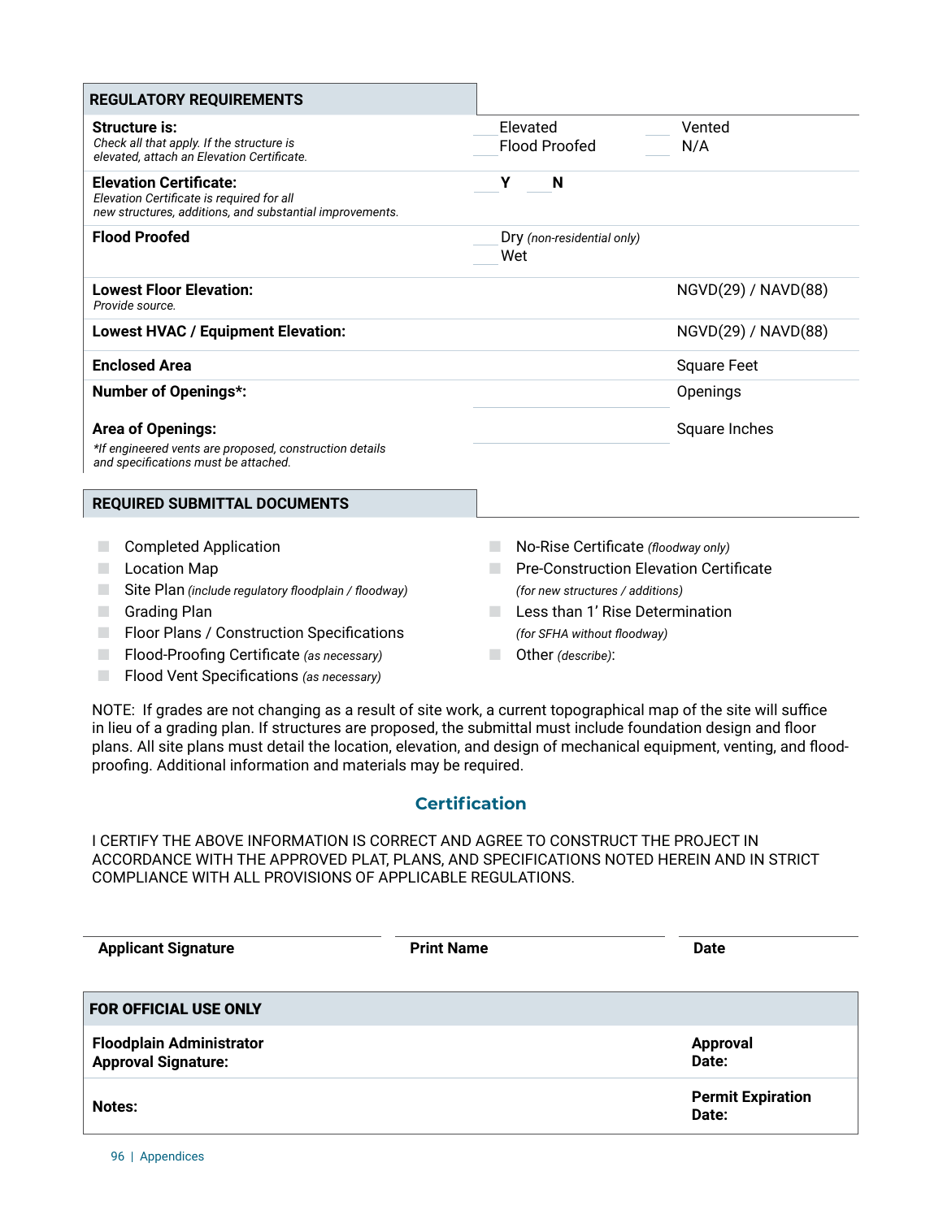## REGULATORY REQUIREMENTS

| | | |
|---|---|---|
| **Structure is:** *Check all that apply. If the structure is elevated, attach an Elevation Certificate.* | ___ Elevated ___ Flood Proofed | ___ Vented ___ N/A |
| **Elevation Certificate:** *Elevation Certificate is required for all new structures, additions, and substantial improvements.* | ___ **Y** ___ **N** | |
| **Flood Proofed** | ___ Dry *(non-residential only)* ___ Wet | |
| **Lowest Floor Elevation:** *Provide source.* | | NGVD(29) / NAVD(88) |
| **Lowest HVAC / Equipment Elevation:** | | NGVD(29) / NAVD(88) |
| **Enclosed Area** | | Square Feet |
| **Number of Openings*:** | | Openings |
| **Area of Openings:** *\*If engineered vents are proposed, construction details and specifications must be attached.* | | Square Inches |

## REQUIRED SUBMITTAL DOCUMENTS

- Completed Application
- Location Map
- Site Plan *(include regulatory floodplain / floodway)*
- Grading Plan
- Floor Plans / Construction Specifications
- Flood-Proofing Certificate *(as necessary)*
- Flood Vent Specifications *(as necessary)*
- No-Rise Certificate *(floodway only)*
- Pre-Construction Elevation Certificate *(for new structures / additions)*
- Less than 1' Rise Determination *(for SFHA without floodway)*
- Other *(describe)*:

NOTE: If grades are not changing as a result of site work, a current topographical map of the site will suffice in lieu of a grading plan. If structures are proposed, the submittal must include foundation design and floor plans. All site plans must detail the location, elevation, and design of mechanical equipment, venting, and flood-proofing. Additional information and materials may be required.

### Certification

I CERTIFY THE ABOVE INFORMATION IS CORRECT AND AGREE TO CONSTRUCT THE PROJECT IN ACCORDANCE WITH THE APPROVED PLAT, PLANS, AND SPECIFICATIONS NOTED HEREIN AND IN STRICT COMPLIANCE WITH ALL PROVISIONS OF APPLICABLE REGULATIONS.

| **Applicant Signature** | **Print Name** | **Date** |
|---|---|---|

## FOR OFFICIAL USE ONLY

| | |
|---|---|
| **Floodplain Administrator Approval Signature:** | **Approval Date:** |
| **Notes:** | **Permit Expiration Date:** |